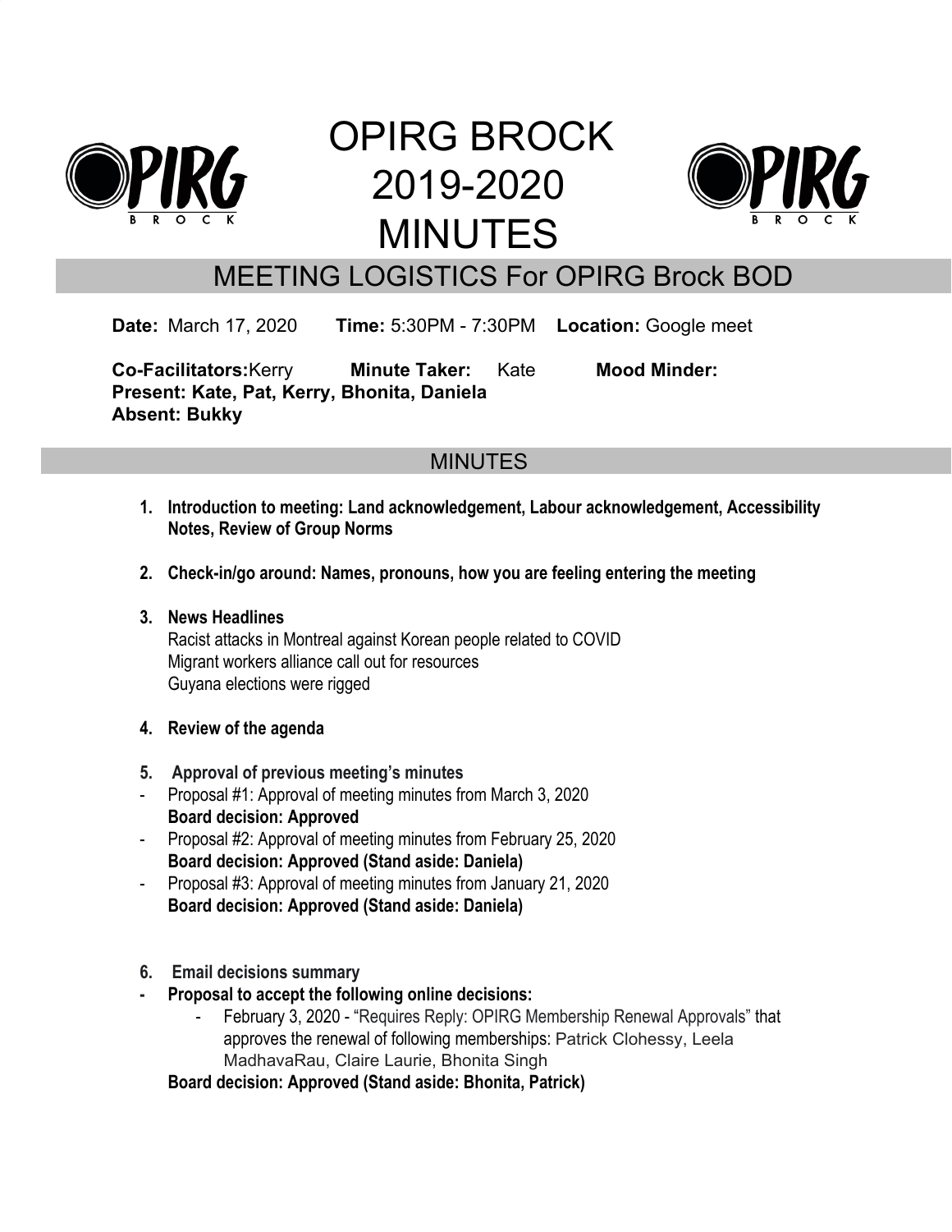# OPIRG BROCK 2019-2020 MINUTES

## MEETING LOGISTICS For OPIRG Brock BOD

**Date:** March 17, 2020 **Time:** 5:30PM - 7:30PM **Location:** Google meet

**Co-Facilitators:** Kerry **Minute Taker:** Kate **Mood Minder:**
**Present: Kate, Pat, Kerry, Bhonita, Daniela**
**Absent: Bukky**

## MINUTES

1. **Introduction to meeting: Land acknowledgement, Labour acknowledgement, Accessibility Notes, Review of Group Norms**

2. **Check-in/go around: Names, pronouns, how you are feeling entering the meeting**

3. **News Headlines**
   Racist attacks in Montreal against Korean people related to COVID
   Migrant workers alliance call out for resources
   Guyana elections were rigged

4. **Review of the agenda**

5. **Approval of previous meeting's minutes**

- Proposal #1: Approval of meeting minutes from March 3, 2020
  **Board decision: Approved**
- Proposal #2: Approval of meeting minutes from February 25, 2020
  **Board decision: Approved (Stand aside: Daniela)**
- Proposal #3: Approval of meeting minutes from January 21, 2020
  **Board decision: Approved (Stand aside: Daniela)**

6. **Email decisions summary**

- **Proposal to accept the following online decisions:**
  - February 3, 2020 - "Requires Reply: OPIRG Membership Renewal Approvals" that approves the renewal of following memberships: Patrick Clohessy, Leela MadhavaRau, Claire Laurie, Bhonita Singh

  **Board decision: Approved (Stand aside: Bhonita, Patrick)**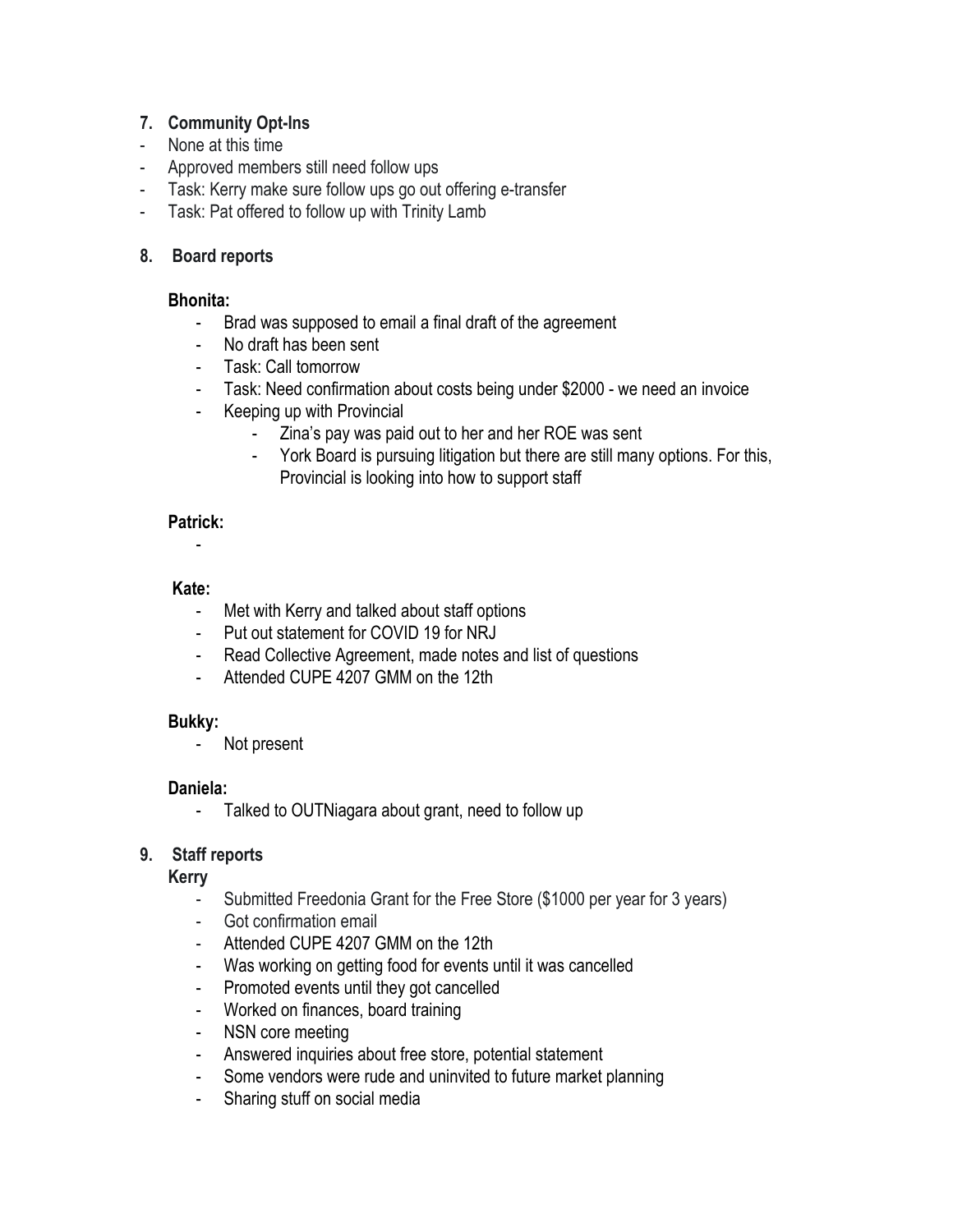**7. Community Opt-Ins**

- None at this time
- Approved members still need follow ups
- Task: Kerry make sure follow ups go out offering e-transfer
- Task: Pat offered to follow up with Trinity Lamb

**8. Board reports**

**Bhonita:**

- Brad was supposed to email a final draft of the agreement
- No draft has been sent
- Task: Call tomorrow
- Task: Need confirmation about costs being under $2000 - we need an invoice
- Keeping up with Provincial
    - Zina's pay was paid out to her and her ROE was sent
    - York Board is pursuing litigation but there are still many options. For this, Provincial is looking into how to support staff

**Patrick:**

-

**Kate:**

- Met with Kerry and talked about staff options
- Put out statement for COVID 19 for NRJ
- Read Collective Agreement, made notes and list of questions
- Attended CUPE 4207 GMM on the 12th

**Bukky:**

- Not present

**Daniela:**

- Talked to OUTNiagara about grant, need to follow up

**9. Staff reports**

**Kerry**

- Submitted Freedonia Grant for the Free Store ($1000 per year for 3 years)
- Got confirmation email
- Attended CUPE 4207 GMM on the 12th
- Was working on getting food for events until it was cancelled
- Promoted events until they got cancelled
- Worked on finances, board training
- NSN core meeting
- Answered inquiries about free store, potential statement
- Some vendors were rude and uninvited to future market planning
- Sharing stuff on social media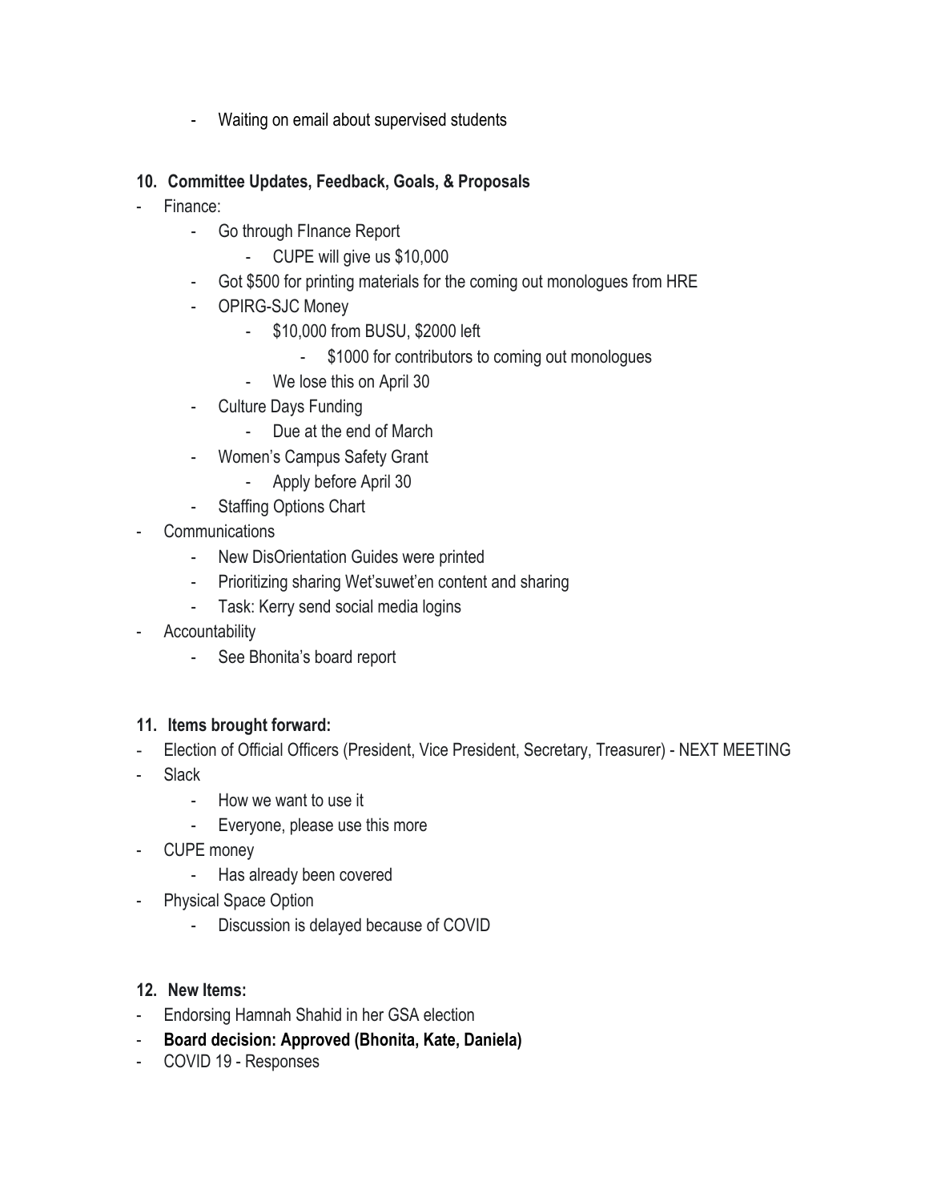- Waiting on email about supervised students

**10. Committee Updates, Feedback, Goals, & Proposals**

- Finance:
    - Go through FInance Report
        - CUPE will give us $10,000
    - Got $500 for printing materials for the coming out monologues from HRE
    - OPIRG-SJC Money
        - $10,000 from BUSU, $2000 left
            - $1000 for contributors to coming out monologues
        - We lose this on April 30
    - Culture Days Funding
        - Due at the end of March
    - Women's Campus Safety Grant
        - Apply before April 30
    - Staffing Options Chart
- Communications
    - New DisOrientation Guides were printed
    - Prioritizing sharing Wet'suwet'en content and sharing
    - Task: Kerry send social media logins
- Accountability
    - See Bhonita's board report

**11. Items brought forward:**

- Election of Official Officers (President, Vice President, Secretary, Treasurer) - NEXT MEETING
- Slack
    - How we want to use it
    - Everyone, please use this more
- CUPE money
    - Has already been covered
- Physical Space Option
    - Discussion is delayed because of COVID

**12. New Items:**

- Endorsing Hamnah Shahid in her GSA election
- **Board decision: Approved (Bhonita, Kate, Daniela)**
- COVID 19 - Responses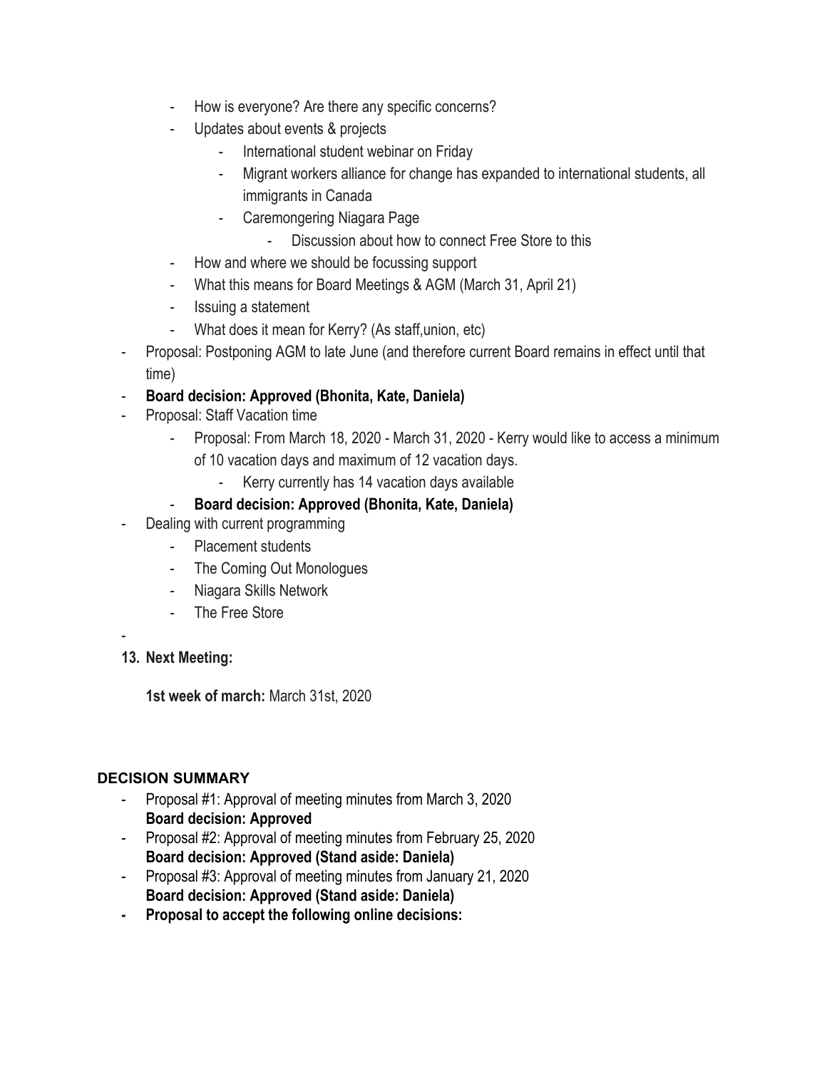- How is everyone? Are there any specific concerns?
    - Updates about events & projects
        - International student webinar on Friday
        - Migrant workers alliance for change has expanded to international students, all immigrants in Canada
        - Caremongering Niagara Page
            - Discussion about how to connect Free Store to this
    - How and where we should be focussing support
    - What this means for Board Meetings & AGM (March 31, April 21)
    - Issuing a statement
    - What does it mean for Kerry? (As staff,union, etc)
- Proposal: Postponing AGM to late June (and therefore current Board remains in effect until that time)
- **Board decision: Approved (Bhonita, Kate, Daniela)**
- Proposal: Staff Vacation time
    - Proposal: From March 18, 2020 - March 31, 2020 - Kerry would like to access a minimum of 10 vacation days and maximum of 12 vacation days.
        - Kerry currently has 14 vacation days available
    - **Board decision: Approved (Bhonita, Kate, Daniela)**
- Dealing with current programming
    - Placement students
    - The Coming Out Monologues
    - Niagara Skills Network
    - The Free Store
-

**13. Next Meeting:**

**1st week of march:** March 31st, 2020

### DECISION SUMMARY

- Proposal #1: Approval of meeting minutes from March 3, 2020
  **Board decision: Approved**
- Proposal #2: Approval of meeting minutes from February 25, 2020
  **Board decision: Approved (Stand aside: Daniela)**
- Proposal #3: Approval of meeting minutes from January 21, 2020
  **Board decision: Approved (Stand aside: Daniela)**
- **Proposal to accept the following online decisions:**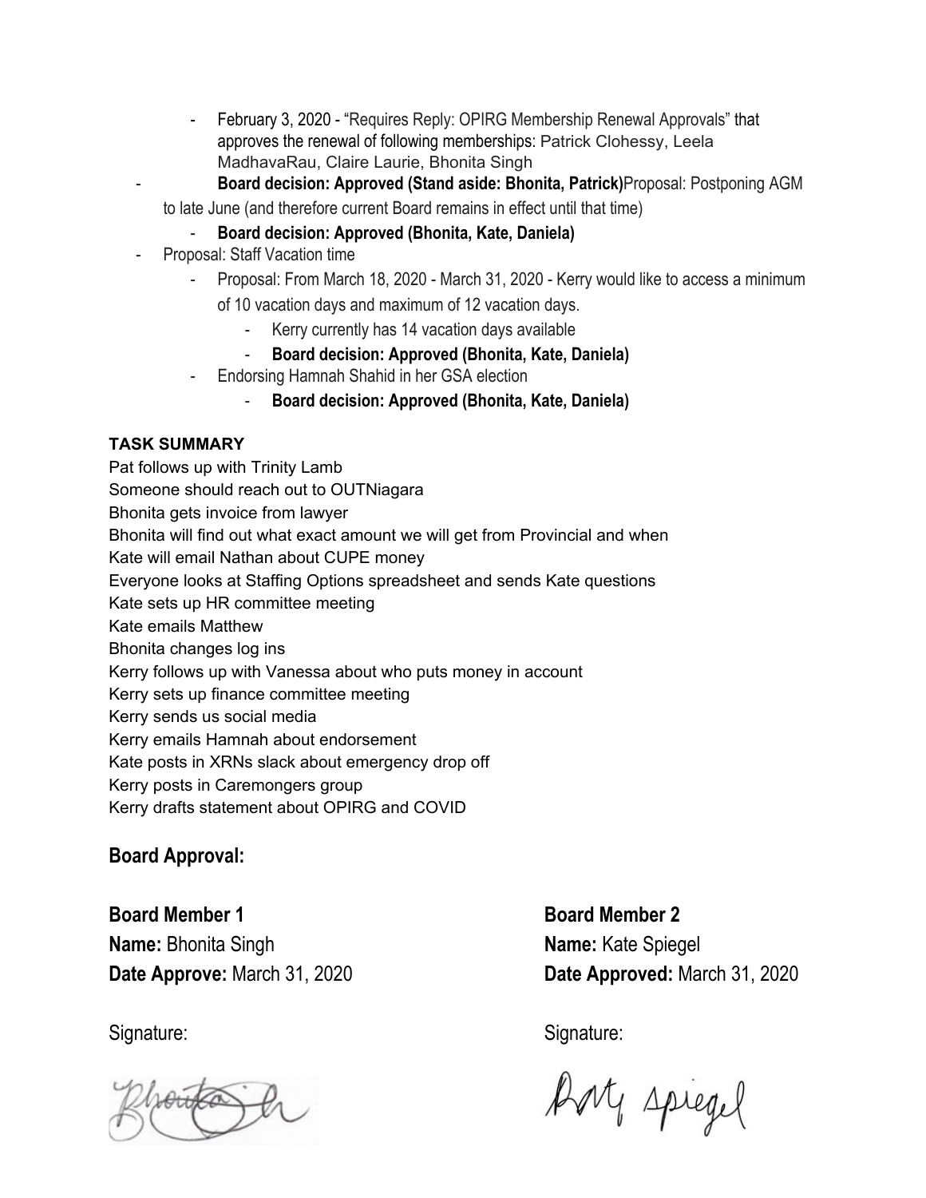- February 3, 2020 - "Requires Reply: OPIRG Membership Renewal Approvals" that approves the renewal of following memberships: Patrick Clohessy, Leela MadhavaRau, Claire Laurie, Bhonita Singh
- **Board decision: Approved (Stand aside: Bhonita, Patrick)** Proposal: Postponing AGM to late June (and therefore current Board remains in effect until that time)
  - **Board decision: Approved (Bhonita, Kate, Daniela)**
- Proposal: Staff Vacation time
  - Proposal: From March 18, 2020 - March 31, 2020 - Kerry would like to access a minimum of 10 vacation days and maximum of 12 vacation days.
    - Kerry currently has 14 vacation days available
    - **Board decision: Approved (Bhonita, Kate, Daniela)**
  - Endorsing Hamnah Shahid in her GSA election
    - **Board decision: Approved (Bhonita, Kate, Daniela)**

**TASK SUMMARY**

Pat follows up with Trinity Lamb
Someone should reach out to OUTNiagara
Bhonita gets invoice from lawyer
Bhonita will find out what exact amount we will get from Provincial and when
Kate will email Nathan about CUPE money
Everyone looks at Staffing Options spreadsheet and sends Kate questions
Kate sets up HR committee meeting
Kate emails Matthew
Bhonita changes log ins
Kerry follows up with Vanessa about who puts money in account
Kerry sets up finance committee meeting
Kerry sends us social media
Kerry emails Hamnah about endorsement
Kate posts in XRNs slack about emergency drop off
Kerry posts in Caremongers group
Kerry drafts statement about OPIRG and COVID

## Board Approval:

**Board Member 1**
**Name:** Bhonita Singh
**Date Approve:** March 31, 2020

Signature:

**Board Member 2**
**Name:** Kate Spiegel
**Date Approved:** March 31, 2020

Signature: